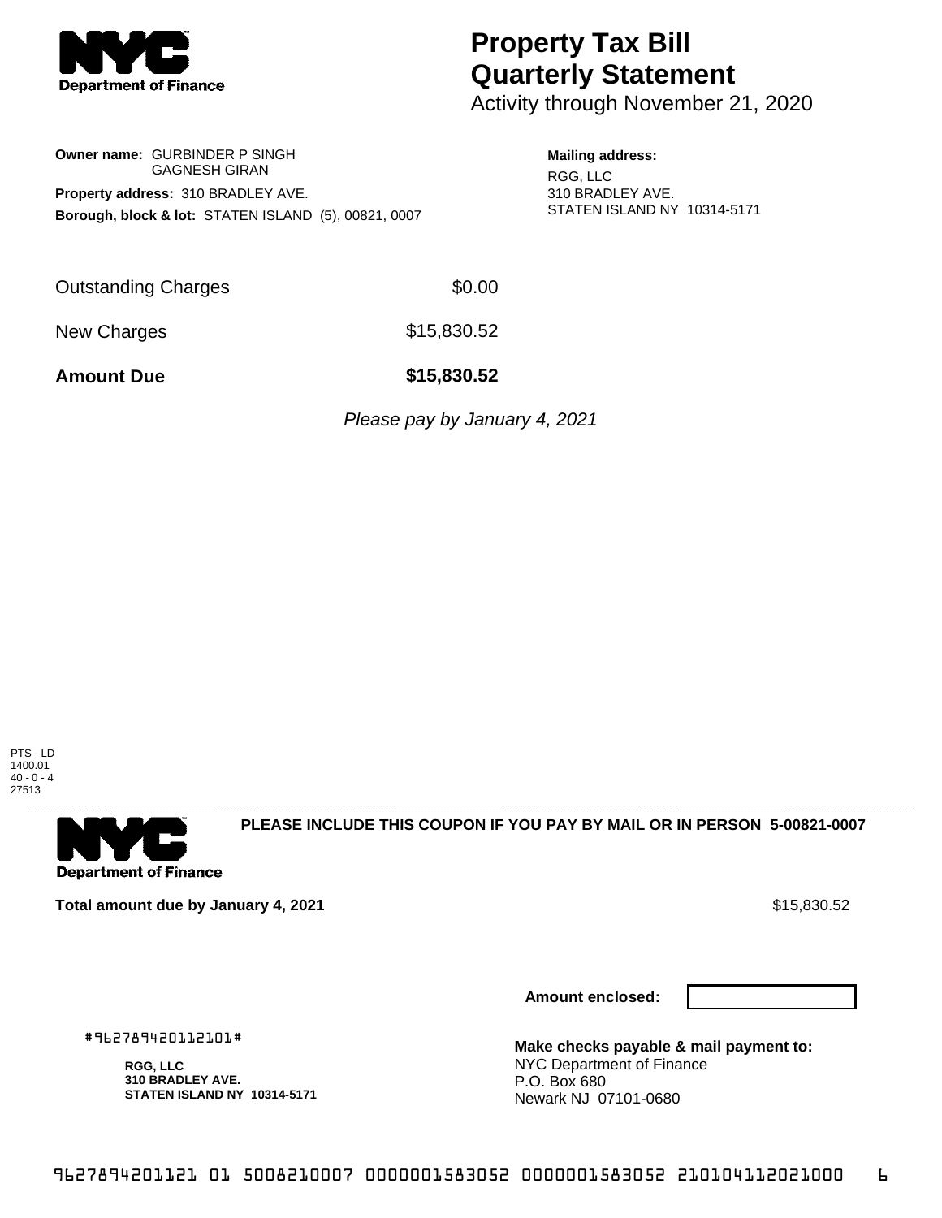NYC Department of Finance

# Property Tax Bill Quarterly Statement

Activity through November 21, 2020

**Owner name:** GURBINDER P SINGH
GAGNESH GIRAN

**Property address:** 310 BRADLEY AVE.

**Borough, block & lot:** STATEN ISLAND (5), 00821, 0007

**Mailing address:**
RGG, LLC
310 BRADLEY AVE.
STATEN ISLAND NY 10314-5171

| | |
|---|---|
| Outstanding Charges | $0.00 |
| New Charges | $15,830.52 |
| **Amount Due** | **$15,830.52** |

*Please pay by January 4, 2021*

PTS - LD
1400.01
40 - 0 - 4
27513

NYC Department of Finance

**PLEASE INCLUDE THIS COUPON IF YOU PAY BY MAIL OR IN PERSON 5-00821-0007**

**Total amount due by January 4, 2021** $15,830.52

**Amount enclosed:**

#962789420112101#

**RGG, LLC**
**310 BRADLEY AVE.**
**STATEN ISLAND NY 10314-5171**

**Make checks payable & mail payment to:**
NYC Department of Finance
P.O. Box 680
Newark NJ 07101-0680

9627894201121 01 5008210007 0000001583052 0000001583052 210104112021000 6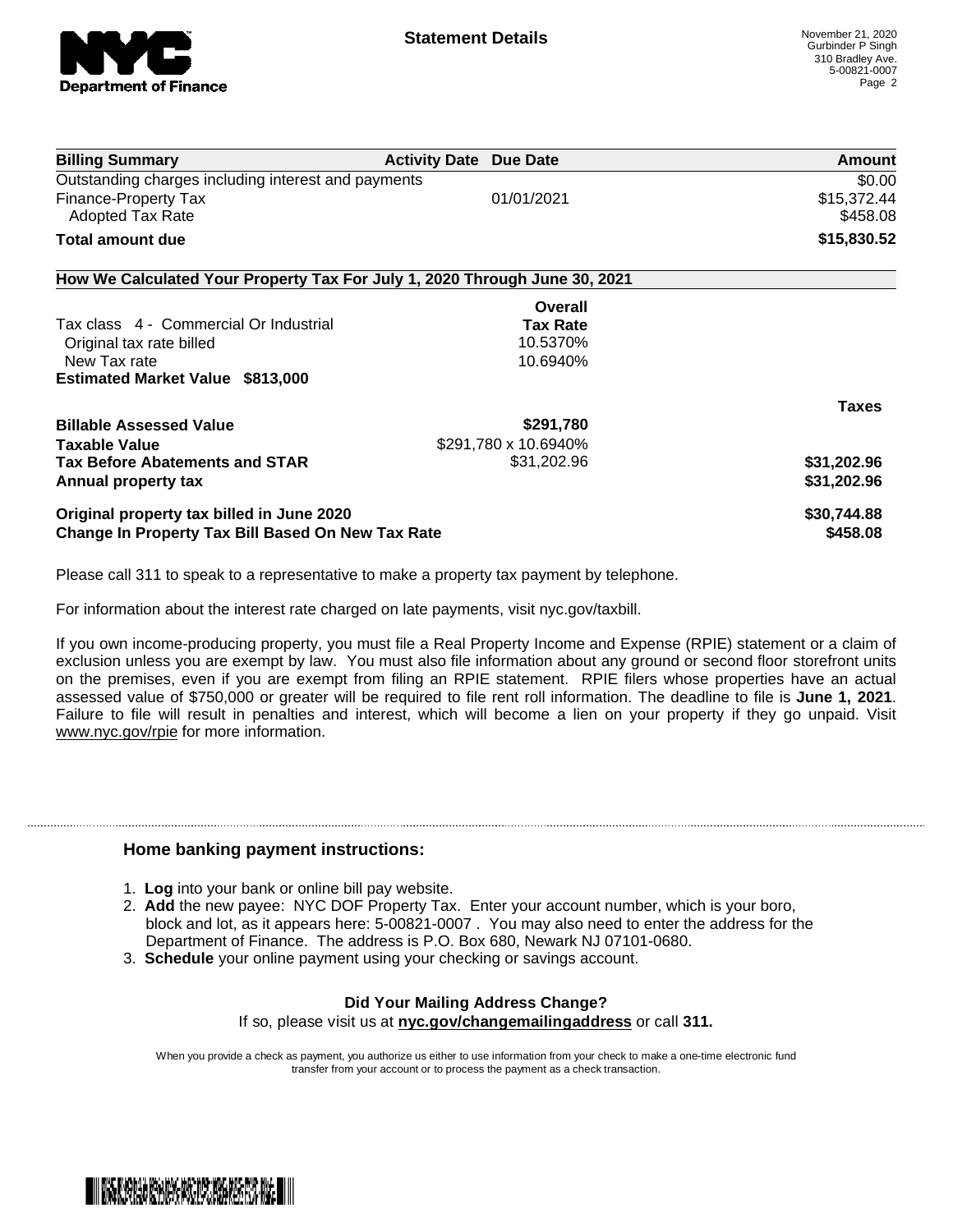**Department of Finance**

# Statement Details

November 21, 2020
Gurbinder P Singh
310 Bradley Ave.
5-00821-0007

| Billing Summary | Activity Date | Due Date | Amount |
|---|---|---|---|
| Outstanding charges including interest and payments | | | $0.00 |
| Finance-Property Tax | | 01/01/2021 | $15,372.44 |
| Adopted Tax Rate | | | $458.08 |
| **Total amount due** | | | **$15,830.52** |

## How We Calculated Your Property Tax For July 1, 2020 Through June 30, 2021

| | Overall Tax Rate | |
|---|---|---|
| Tax class 4 - Commercial Or Industrial | | |
| Original tax rate billed | 10.5370% | |
| New Tax rate | 10.6940% | |
| **Estimated Market Value $813,000** | | |
| | | **Taxes** |
| **Billable Assessed Value** | **$291,780** | |
| **Taxable Value** | $291,780 x 10.6940% | |
| **Tax Before Abatements and STAR** | $31,202.96 | **$31,202.96** |
| **Annual property tax** | | **$31,202.96** |
| **Original property tax billed in June 2020** | | **$30,744.88** |
| **Change In Property Tax Bill Based On New Tax Rate** | | **$458.08** |

Please call 311 to speak to a representative to make a property tax payment by telephone.

For information about the interest rate charged on late payments, visit nyc.gov/taxbill.

If you own income-producing property, you must file a Real Property Income and Expense (RPIE) statement or a claim of exclusion unless you are exempt by law. You must also file information about any ground or second floor storefront units on the premises, even if you are exempt from filing an RPIE statement. RPIE filers whose properties have an actual assessed value of $750,000 or greater will be required to file rent roll information. The deadline to file is **June 1, 2021**. Failure to file will result in penalties and interest, which will become a lien on your property if they go unpaid. Visit www.nyc.gov/rpie for more information.

### Home banking payment instructions:

1. **Log** into your bank or online bill pay website.
2. **Add** the new payee: NYC DOF Property Tax. Enter your account number, which is your boro, block and lot, as it appears here: 5-00821-0007 . You may also need to enter the address for the Department of Finance. The address is P.O. Box 680, Newark NJ 07101-0680.
3. **Schedule** your online payment using your checking or savings account.

**Did Your Mailing Address Change?**

If so, please visit us at **nyc.gov/changemailingaddress** or call **311.**

When you provide a check as payment, you authorize us either to use information from your check to make a one-time electronic fund transfer from your account or to process the payment as a check transaction.